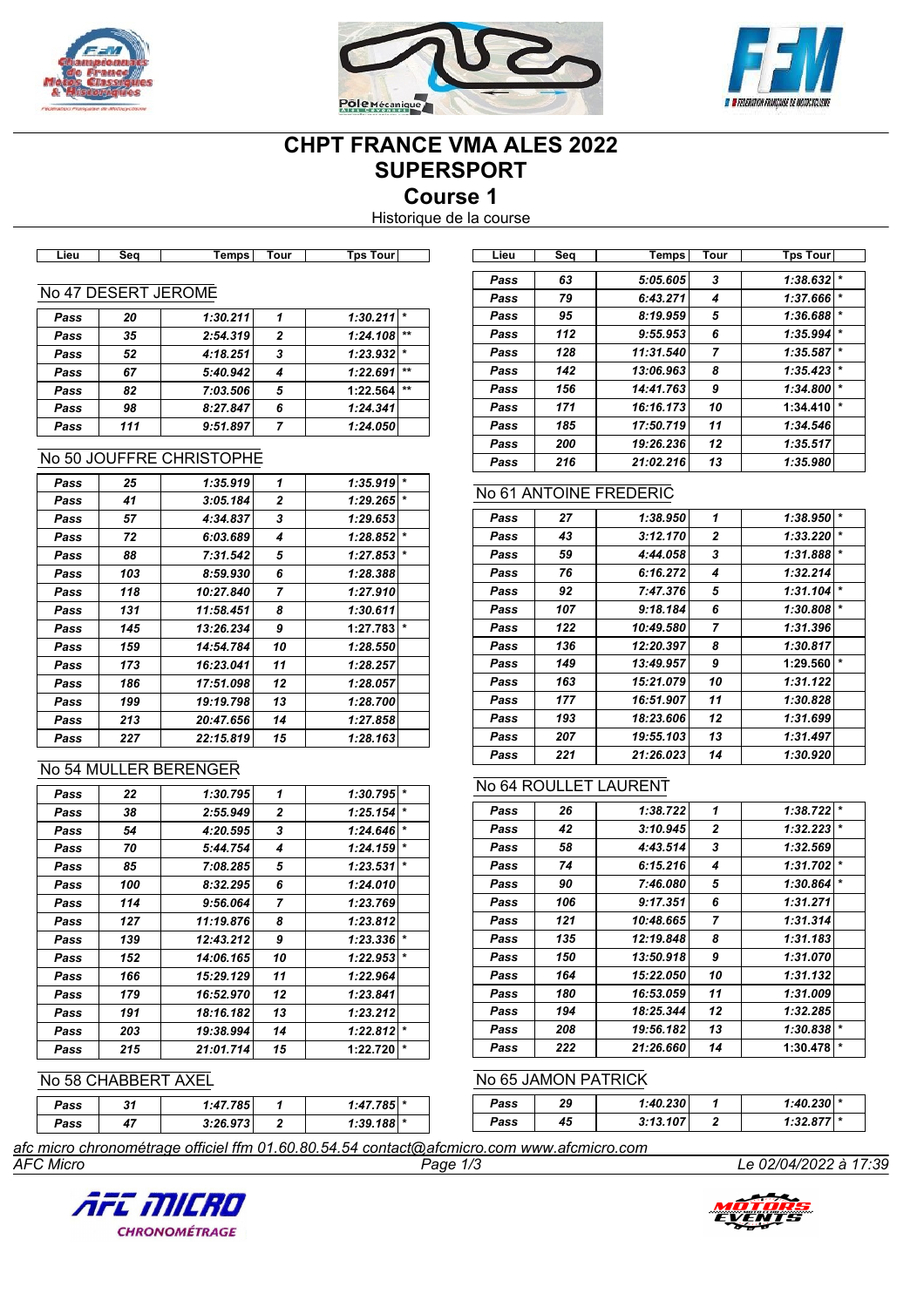# CHPT FRANCE VMA ALES 2022

# SUPERSPORT

## Course 1

Historique de la course

### No 47 DESERT JEROME

| Lieu | Seq | Temps | Tour | Tps Tour | |
|---|---|---|---|---|---|
| Pass | 20 | 1:30.211 | 1 | 1:30.211 | * |
| Pass | 35 | 2:54.319 | 2 | 1:24.108 | ** |
| Pass | 52 | 4:18.251 | 3 | 1:23.932 | * |
| Pass | 67 | 5:40.942 | 4 | 1:22.691 | ** |
| Pass | 82 | 7:03.506 | 5 | 1:22.564 | ** |
| Pass | 98 | 8:27.847 | 6 | 1:24.341 | |
| Pass | 111 | 9:51.897 | 7 | 1:24.050 | |

### No 50 JOUFFRE CHRISTOPHE

| Lieu | Seq | Temps | Tour | Tps Tour | |
|---|---|---|---|---|---|
| Pass | 25 | 1:35.919 | 1 | 1:35.919 | * |
| Pass | 41 | 3:05.184 | 2 | 1:29.265 | * |
| Pass | 57 | 4:34.837 | 3 | 1:29.653 | |
| Pass | 72 | 6:03.689 | 4 | 1:28.852 | * |
| Pass | 88 | 7:31.542 | 5 | 1:27.853 | * |
| Pass | 103 | 8:59.930 | 6 | 1:28.388 | |
| Pass | 118 | 10:27.840 | 7 | 1:27.910 | |
| Pass | 131 | 11:58.451 | 8 | 1:30.611 | |
| Pass | 145 | 13:26.234 | 9 | 1:27.783 | * |
| Pass | 159 | 14:54.784 | 10 | 1:28.550 | |
| Pass | 173 | 16:23.041 | 11 | 1:28.257 | |
| Pass | 186 | 17:51.098 | 12 | 1:28.057 | |
| Pass | 199 | 19:19.798 | 13 | 1:28.700 | |
| Pass | 213 | 20:47.656 | 14 | 1:27.858 | |
| Pass | 227 | 22:15.819 | 15 | 1:28.163 | |

### No 54 MULLER BERENGER

| Lieu | Seq | Temps | Tour | Tps Tour | |
|---|---|---|---|---|---|
| Pass | 22 | 1:30.795 | 1 | 1:30.795 | * |
| Pass | 38 | 2:55.949 | 2 | 1:25.154 | * |
| Pass | 54 | 4:20.595 | 3 | 1:24.646 | * |
| Pass | 70 | 5:44.754 | 4 | 1:24.159 | * |
| Pass | 85 | 7:08.285 | 5 | 1:23.531 | * |
| Pass | 100 | 8:32.295 | 6 | 1:24.010 | |
| Pass | 114 | 9:56.064 | 7 | 1:23.769 | |
| Pass | 127 | 11:19.876 | 8 | 1:23.812 | |
| Pass | 139 | 12:43.212 | 9 | 1:23.336 | * |
| Pass | 152 | 14:06.165 | 10 | 1:22.953 | * |
| Pass | 166 | 15:29.129 | 11 | 1:22.964 | |
| Pass | 179 | 16:52.970 | 12 | 1:23.841 | |
| Pass | 191 | 18:16.182 | 13 | 1:23.212 | |
| Pass | 203 | 19:38.994 | 14 | 1:22.812 | * |
| Pass | 215 | 21:01.714 | 15 | 1:22.720 | * |

### No 58 CHABBERT AXEL

| Lieu | Seq | Temps | Tour | Tps Tour | |
|---|---|---|---|---|---|
| Pass | 31 | 1:47.785 | 1 | 1:47.785 | * |
| Pass | 47 | 3:26.973 | 2 | 1:39.188 | * |
| Pass | 63 | 5:05.605 | 3 | 1:38.632 | * |
| Pass | 79 | 6:43.271 | 4 | 1:37.666 | * |
| Pass | 95 | 8:19.959 | 5 | 1:36.688 | * |
| Pass | 112 | 9:55.953 | 6 | 1:35.994 | * |
| Pass | 128 | 11:31.540 | 7 | 1:35.587 | * |
| Pass | 142 | 13:06.963 | 8 | 1:35.423 | * |
| Pass | 156 | 14:41.763 | 9 | 1:34.800 | * |
| Pass | 171 | 16:16.173 | 10 | 1:34.410 | * |
| Pass | 185 | 17:50.719 | 11 | 1:34.546 | |
| Pass | 200 | 19:26.236 | 12 | 1:35.517 | |
| Pass | 216 | 21:02.216 | 13 | 1:35.980 | |

### No 61 ANTOINE FREDERIC

| Lieu | Seq | Temps | Tour | Tps Tour | |
|---|---|---|---|---|---|
| Pass | 27 | 1:38.950 | 1 | 1:38.950 | * |
| Pass | 43 | 3:12.170 | 2 | 1:33.220 | * |
| Pass | 59 | 4:44.058 | 3 | 1:31.888 | * |
| Pass | 76 | 6:16.272 | 4 | 1:32.214 | |
| Pass | 92 | 7:47.376 | 5 | 1:31.104 | * |
| Pass | 107 | 9:18.184 | 6 | 1:30.808 | * |
| Pass | 122 | 10:49.580 | 7 | 1:31.396 | |
| Pass | 136 | 12:20.397 | 8 | 1:30.817 | |
| Pass | 149 | 13:49.957 | 9 | 1:29.560 | * |
| Pass | 163 | 15:21.079 | 10 | 1:31.122 | |
| Pass | 177 | 16:51.907 | 11 | 1:30.828 | |
| Pass | 193 | 18:23.606 | 12 | 1:31.699 | |
| Pass | 207 | 19:55.103 | 13 | 1:31.497 | |
| Pass | 221 | 21:26.023 | 14 | 1:30.920 | |

### No 64 ROULLET LAURENT

| Lieu | Seq | Temps | Tour | Tps Tour | |
|---|---|---|---|---|---|
| Pass | 26 | 1:38.722 | 1 | 1:38.722 | * |
| Pass | 42 | 3:10.945 | 2 | 1:32.223 | * |
| Pass | 58 | 4:43.514 | 3 | 1:32.569 | |
| Pass | 74 | 6:15.216 | 4 | 1:31.702 | * |
| Pass | 90 | 7:46.080 | 5 | 1:30.864 | * |
| Pass | 106 | 9:17.351 | 6 | 1:31.271 | |
| Pass | 121 | 10:48.665 | 7 | 1:31.314 | |
| Pass | 135 | 12:19.848 | 8 | 1:31.183 | |
| Pass | 150 | 13:50.918 | 9 | 1:31.070 | |
| Pass | 164 | 15:22.050 | 10 | 1:31.132 | |
| Pass | 180 | 16:53.059 | 11 | 1:31.009 | |
| Pass | 194 | 18:25.344 | 12 | 1:32.285 | |
| Pass | 208 | 19:56.182 | 13 | 1:30.838 | * |
| Pass | 222 | 21:26.660 | 14 | 1:30.478 | * |

### No 65 JAMON PATRICK

| Lieu | Seq | Temps | Tour | Tps Tour | |
|---|---|---|---|---|---|
| Pass | 29 | 1:40.230 | 1 | 1:40.230 | * |
| Pass | 45 | 3:13.107 | 2 | 1:32.877 | * |

*afc micro chronométrage officiel ffm 01.60.80.54.54 contact@afcmicro.com www.afcmicro.com*

*AFC Micro* — *Le 02/04/2022 à 17:39*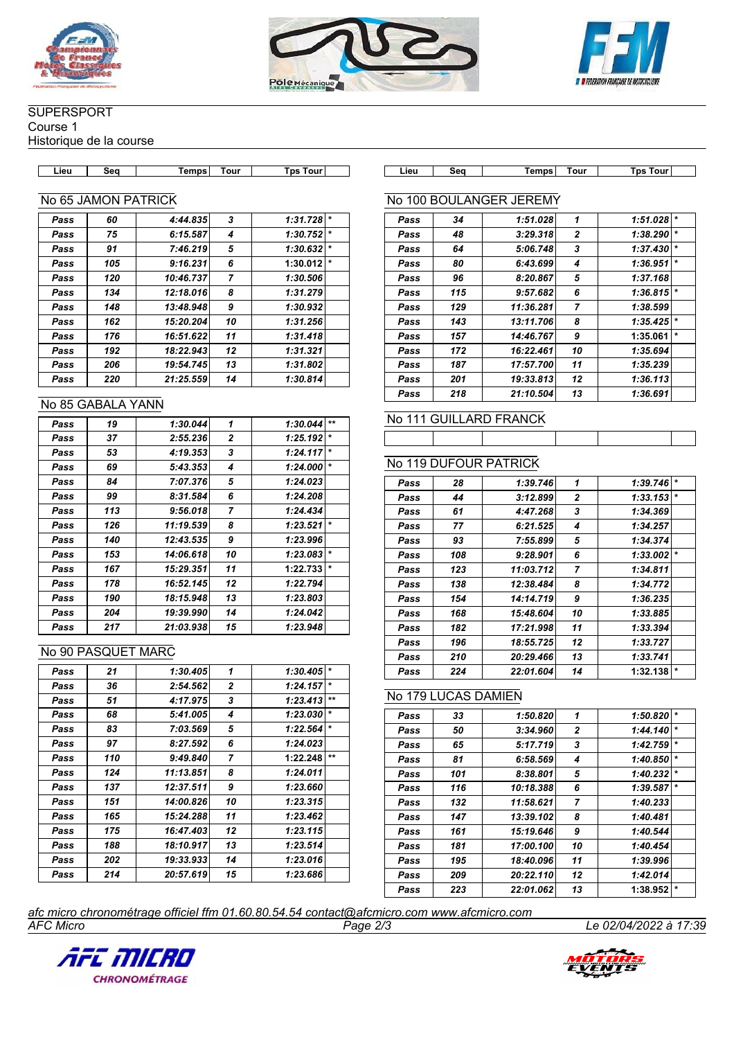SUPERSPORT
Course 1
Historique de la course

## No 65 JAMON PATRICK

| Lieu | Seq | Temps | Tour | Tps Tour | |
|---|---|---|---|---|---|
| Pass | 60 | 4:44.835 | 3 | 1:31.728 | * |
| Pass | 75 | 6:15.587 | 4 | 1:30.752 | * |
| Pass | 91 | 7:46.219 | 5 | 1:30.632 | * |
| Pass | 105 | 9:16.231 | 6 | 1:30.012 | * |
| Pass | 120 | 10:46.737 | 7 | 1:30.506 | |
| Pass | 134 | 12:18.016 | 8 | 1:31.279 | |
| Pass | 148 | 13:48.948 | 9 | 1:30.932 | |
| Pass | 162 | 15:20.204 | 10 | 1:31.256 | |
| Pass | 176 | 16:51.622 | 11 | 1:31.418 | |
| Pass | 192 | 18:22.943 | 12 | 1:31.321 | |
| Pass | 206 | 19:54.745 | 13 | 1:31.802 | |
| Pass | 220 | 21:25.559 | 14 | 1:30.814 | |

## No 85 GABALA YANN

| Lieu | Seq | Temps | Tour | Tps Tour | |
|---|---|---|---|---|---|
| Pass | 19 | 1:30.044 | 1 | 1:30.044 | ** |
| Pass | 37 | 2:55.236 | 2 | 1:25.192 | * |
| Pass | 53 | 4:19.353 | 3 | 1:24.117 | * |
| Pass | 69 | 5:43.353 | 4 | 1:24.000 | * |
| Pass | 84 | 7:07.376 | 5 | 1:24.023 | |
| Pass | 99 | 8:31.584 | 6 | 1:24.208 | |
| Pass | 113 | 9:56.018 | 7 | 1:24.434 | |
| Pass | 126 | 11:19.539 | 8 | 1:23.521 | * |
| Pass | 140 | 12:43.535 | 9 | 1:23.996 | |
| Pass | 153 | 14:06.618 | 10 | 1:23.083 | * |
| Pass | 167 | 15:29.351 | 11 | 1:22.733 | * |
| Pass | 178 | 16:52.145 | 12 | 1:22.794 | |
| Pass | 190 | 18:15.948 | 13 | 1:23.803 | |
| Pass | 204 | 19:39.990 | 14 | 1:24.042 | |
| Pass | 217 | 21:03.938 | 15 | 1:23.948 | |

## No 90 PASQUET MARC

| Lieu | Seq | Temps | Tour | Tps Tour | |
|---|---|---|---|---|---|
| Pass | 21 | 1:30.405 | 1 | 1:30.405 | * |
| Pass | 36 | 2:54.562 | 2 | 1:24.157 | * |
| Pass | 51 | 4:17.975 | 3 | 1:23.413 | ** |
| Pass | 68 | 5:41.005 | 4 | 1:23.030 | * |
| Pass | 83 | 7:03.569 | 5 | 1:22.564 | * |
| Pass | 97 | 8:27.592 | 6 | 1:24.023 | |
| Pass | 110 | 9:49.840 | 7 | 1:22.248 | ** |
| Pass | 124 | 11:13.851 | 8 | 1:24.011 | |
| Pass | 137 | 12:37.511 | 9 | 1:23.660 | |
| Pass | 151 | 14:00.826 | 10 | 1:23.315 | |
| Pass | 165 | 15:24.288 | 11 | 1:23.462 | |
| Pass | 175 | 16:47.403 | 12 | 1:23.115 | |
| Pass | 188 | 18:10.917 | 13 | 1:23.514 | |
| Pass | 202 | 19:33.933 | 14 | 1:23.016 | |
| Pass | 214 | 20:57.619 | 15 | 1:23.686 | |

## No 100 BOULANGER JEREMY

| Lieu | Seq | Temps | Tour | Tps Tour | |
|---|---|---|---|---|---|
| Pass | 34 | 1:51.028 | 1 | 1:51.028 | * |
| Pass | 48 | 3:29.318 | 2 | 1:38.290 | * |
| Pass | 64 | 5:06.748 | 3 | 1:37.430 | * |
| Pass | 80 | 6:43.699 | 4 | 1:36.951 | * |
| Pass | 96 | 8:20.867 | 5 | 1:37.168 | |
| Pass | 115 | 9:57.682 | 6 | 1:36.815 | * |
| Pass | 129 | 11:36.281 | 7 | 1:38.599 | |
| Pass | 143 | 13:11.706 | 8 | 1:35.425 | * |
| Pass | 157 | 14:46.767 | 9 | 1:35.061 | * |
| Pass | 172 | 16:22.461 | 10 | 1:35.694 | |
| Pass | 187 | 17:57.700 | 11 | 1:35.239 | |
| Pass | 201 | 19:33.813 | 12 | 1:36.113 | |
| Pass | 218 | 21:10.504 | 13 | 1:36.691 | |

## No 111 GUILLARD FRANCK

| Lieu | Seq | Temps | Tour | Tps Tour | |
|---|---|---|---|---|---|
| | | | | | |

## No 119 DUFOUR PATRICK

| Lieu | Seq | Temps | Tour | Tps Tour | |
|---|---|---|---|---|---|
| Pass | 28 | 1:39.746 | 1 | 1:39.746 | * |
| Pass | 44 | 3:12.899 | 2 | 1:33.153 | * |
| Pass | 61 | 4:47.268 | 3 | 1:34.369 | |
| Pass | 77 | 6:21.525 | 4 | 1:34.257 | |
| Pass | 93 | 7:55.899 | 5 | 1:34.374 | |
| Pass | 108 | 9:28.901 | 6 | 1:33.002 | * |
| Pass | 123 | 11:03.712 | 7 | 1:34.811 | |
| Pass | 138 | 12:38.484 | 8 | 1:34.772 | |
| Pass | 154 | 14:14.719 | 9 | 1:36.235 | |
| Pass | 168 | 15:48.604 | 10 | 1:33.885 | |
| Pass | 182 | 17:21.998 | 11 | 1:33.394 | |
| Pass | 196 | 18:55.725 | 12 | 1:33.727 | |
| Pass | 210 | 20:29.466 | 13 | 1:33.741 | |
| Pass | 224 | 22:01.604 | 14 | 1:32.138 | * |

## No 179 LUCAS DAMIEN

| Lieu | Seq | Temps | Tour | Tps Tour | |
|---|---|---|---|---|---|
| Pass | 33 | 1:50.820 | 1 | 1:50.820 | * |
| Pass | 50 | 3:34.960 | 2 | 1:44.140 | * |
| Pass | 65 | 5:17.719 | 3 | 1:42.759 | * |
| Pass | 81 | 6:58.569 | 4 | 1:40.850 | * |
| Pass | 101 | 8:38.801 | 5 | 1:40.232 | * |
| Pass | 116 | 10:18.388 | 6 | 1:39.587 | * |
| Pass | 132 | 11:58.621 | 7 | 1:40.233 | |
| Pass | 147 | 13:39.102 | 8 | 1:40.481 | |
| Pass | 161 | 15:19.646 | 9 | 1:40.544 | |
| Pass | 181 | 17:00.100 | 10 | 1:40.454 | |
| Pass | 195 | 18:40.096 | 11 | 1:39.996 | |
| Pass | 209 | 20:22.110 | 12 | 1:42.014 | |
| Pass | 223 | 22:01.062 | 13 | 1:38.952 | * |

afc micro chronométrage officiel ffm 01.60.80.54.54 contact@afcmicro.com www.afcmicro.com
AFC Micro — Le 02/04/2022 à 17:39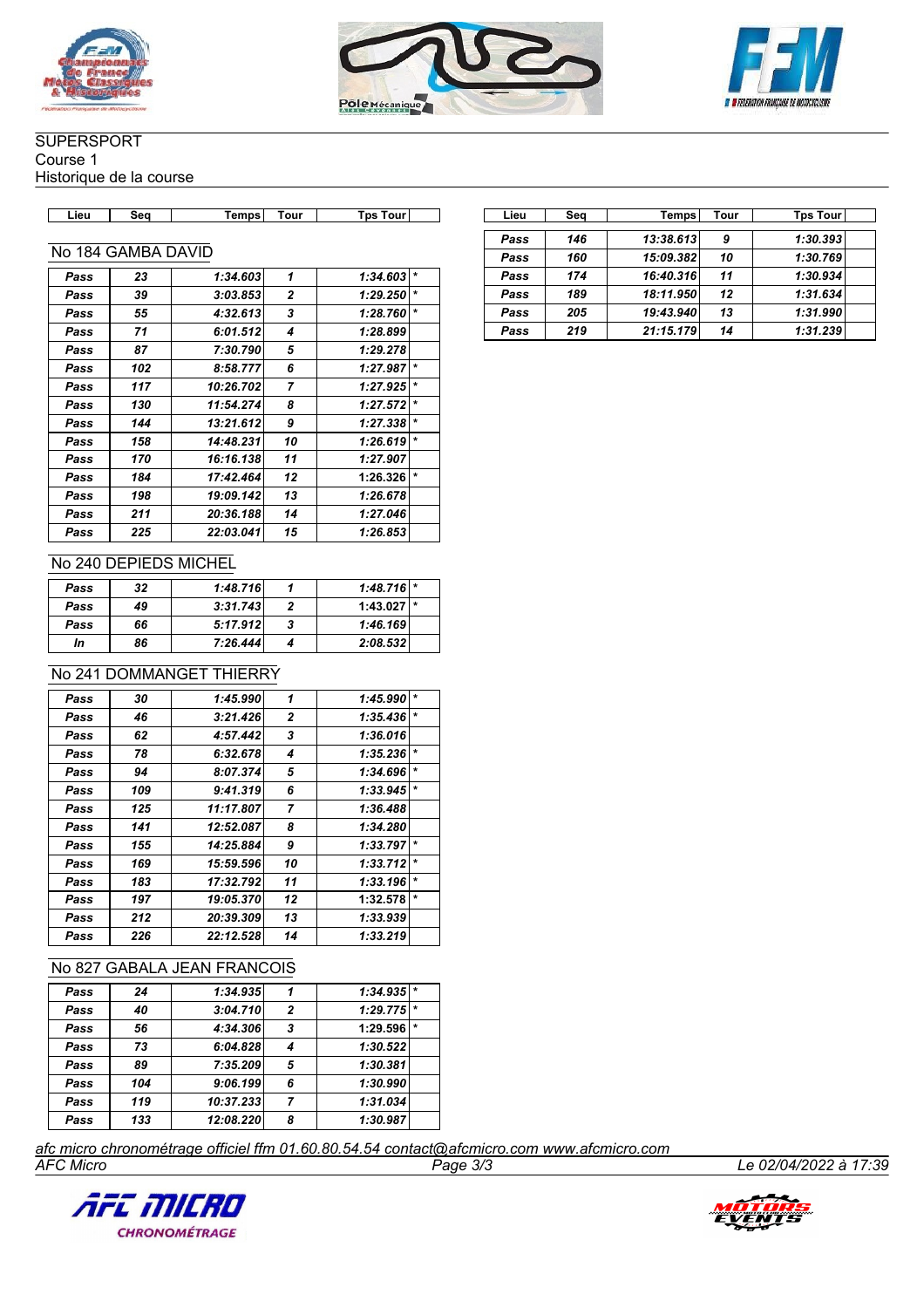SUPERSPORT
Course 1
Historique de la course

| Lieu | Seq | Temps | Tour | Tps Tour | |
|---|---|---|---|---|---|

### No 184 GAMBA DAVID

| Lieu | Seq | Temps | Tour | Tps Tour | |
|---|---|---|---|---|---|
| Pass | 23 | 1:34.603 | 1 | 1:34.603 | * |
| Pass | 39 | 3:03.853 | 2 | 1:29.250 | * |
| Pass | 55 | 4:32.613 | 3 | 1:28.760 | * |
| Pass | 71 | 6:01.512 | 4 | 1:28.899 | |
| Pass | 87 | 7:30.790 | 5 | 1:29.278 | |
| Pass | 102 | 8:58.777 | 6 | 1:27.987 | * |
| Pass | 117 | 10:26.702 | 7 | 1:27.925 | * |
| Pass | 130 | 11:54.274 | 8 | 1:27.572 | * |
| Pass | 144 | 13:21.612 | 9 | 1:27.338 | * |
| Pass | 158 | 14:48.231 | 10 | 1:26.619 | * |
| Pass | 170 | 16:16.138 | 11 | 1:27.907 | |
| Pass | 184 | 17:42.464 | 12 | 1:26.326 | * |
| Pass | 198 | 19:09.142 | 13 | 1:26.678 | |
| Pass | 211 | 20:36.188 | 14 | 1:27.046 | |
| Pass | 225 | 22:03.041 | 15 | 1:26.853 | |

### No 240 DEPIEDS MICHEL

| Lieu | Seq | Temps | Tour | Tps Tour | |
|---|---|---|---|---|---|
| Pass | 32 | 1:48.716 | 1 | 1:48.716 | * |
| Pass | 49 | 3:31.743 | 2 | 1:43.027 | * |
| Pass | 66 | 5:17.912 | 3 | 1:46.169 | |
| In | 86 | 7:26.444 | 4 | 2:08.532 | |

### No 241 DOMMANGET THIERRY

| Lieu | Seq | Temps | Tour | Tps Tour | |
|---|---|---|---|---|---|
| Pass | 30 | 1:45.990 | 1 | 1:45.990 | * |
| Pass | 46 | 3:21.426 | 2 | 1:35.436 | * |
| Pass | 62 | 4:57.442 | 3 | 1:36.016 | |
| Pass | 78 | 6:32.678 | 4 | 1:35.236 | * |
| Pass | 94 | 8:07.374 | 5 | 1:34.696 | * |
| Pass | 109 | 9:41.319 | 6 | 1:33.945 | * |
| Pass | 125 | 11:17.807 | 7 | 1:36.488 | |
| Pass | 141 | 12:52.087 | 8 | 1:34.280 | |
| Pass | 155 | 14:25.884 | 9 | 1:33.797 | * |
| Pass | 169 | 15:59.596 | 10 | 1:33.712 | * |
| Pass | 183 | 17:32.792 | 11 | 1:33.196 | * |
| Pass | 197 | 19:05.370 | 12 | 1:32.578 | * |
| Pass | 212 | 20:39.309 | 13 | 1:33.939 | |
| Pass | 226 | 22:12.528 | 14 | 1:33.219 | |

### No 827 GABALA JEAN FRANCOIS

| Lieu | Seq | Temps | Tour | Tps Tour | |
|---|---|---|---|---|---|
| Pass | 24 | 1:34.935 | 1 | 1:34.935 | * |
| Pass | 40 | 3:04.710 | 2 | 1:29.775 | * |
| Pass | 56 | 4:34.306 | 3 | 1:29.596 | * |
| Pass | 73 | 6:04.828 | 4 | 1:30.522 | |
| Pass | 89 | 7:35.209 | 5 | 1:30.381 | |
| Pass | 104 | 9:06.199 | 6 | 1:30.990 | |
| Pass | 119 | 10:37.233 | 7 | 1:31.034 | |
| Pass | 133 | 12:08.220 | 8 | 1:30.987 | |
| Pass | 146 | 13:38.613 | 9 | 1:30.393 | |
| Pass | 160 | 15:09.382 | 10 | 1:30.769 | |
| Pass | 174 | 16:40.316 | 11 | 1:30.934 | |
| Pass | 189 | 18:11.950 | 12 | 1:31.634 | |
| Pass | 205 | 19:43.940 | 13 | 1:31.990 | |
| Pass | 219 | 21:15.179 | 14 | 1:31.239 | |

*afc micro chronométrage officiel ffm 01.60.80.54.54 contact@afcmicro.com www.afcmicro.com*

*AFC Micro* — *Le 02/04/2022 à 17:39*